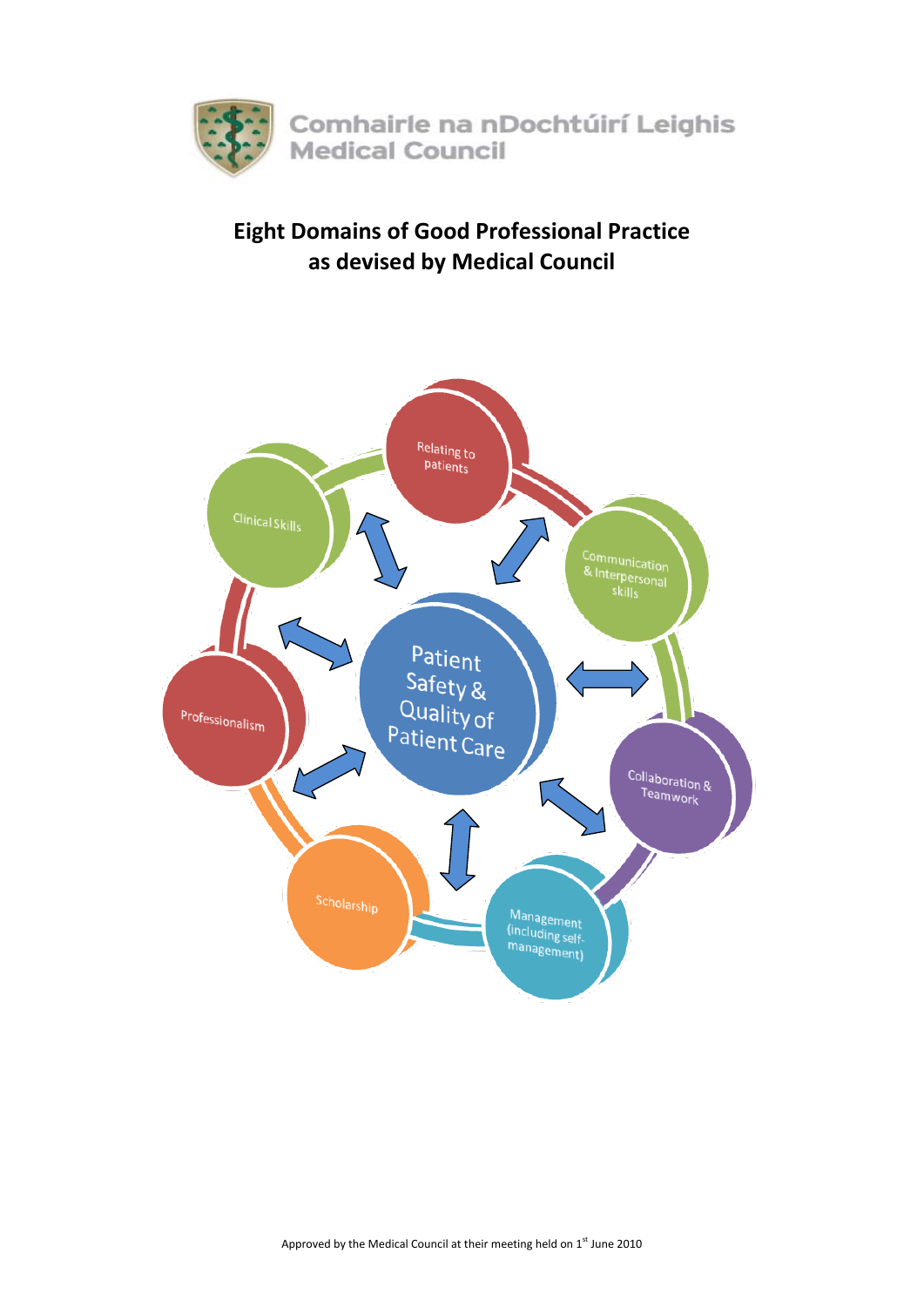Comhairle na nDochtúirí Leighis
Medical Council

# Eight Domains of Good Professional Practice as devised by Medical Council

Patient Safety & Quality of Patient Care

- Relating to patients
- Communication & Interpersonal skills
- Collaboration & Teamwork
- Management (including self-management)
- Scholarship
- Professionalism
- Clinical Skills

Approved by the Medical Council at their meeting held on 1st June 2010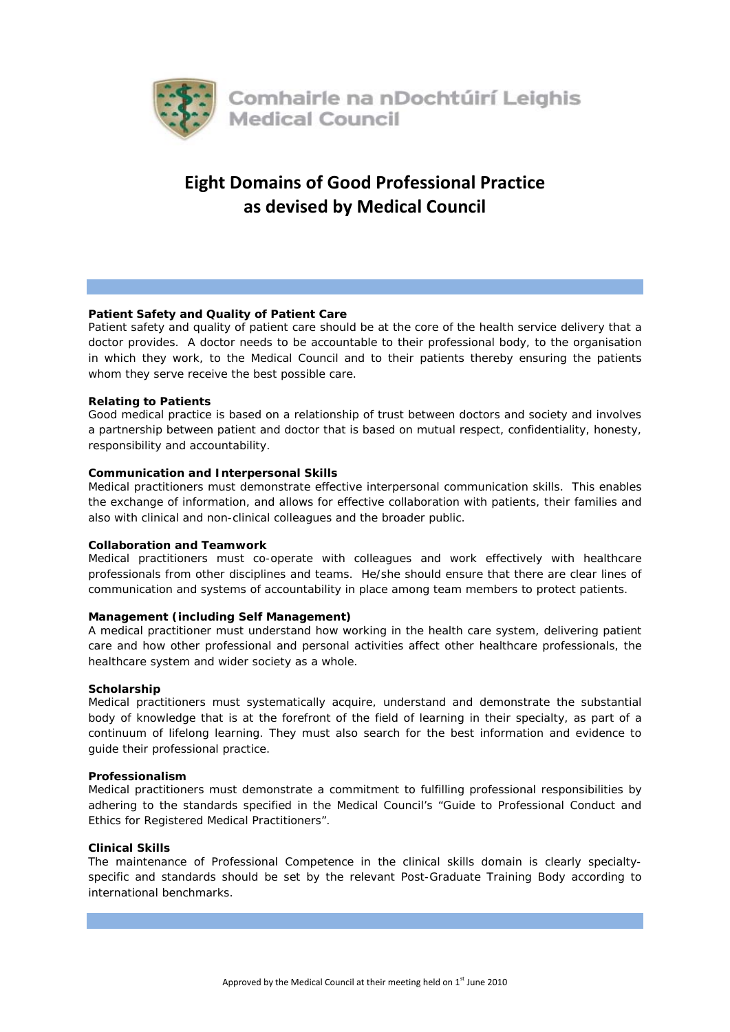Comhairle na nDochtúirí Leighis
Medical Council

# Eight Domains of Good Professional Practice as devised by Medical Council

**Patient Safety and Quality of Patient Care**
Patient safety and quality of patient care should be at the core of the health service delivery that a doctor provides. A doctor needs to be accountable to their professional body, to the organisation in which they work, to the Medical Council and to their patients thereby ensuring the patients whom they serve receive the best possible care.

**Relating to Patients**
Good medical practice is based on a relationship of trust between doctors and society and involves a partnership between patient and doctor that is based on mutual respect, confidentiality, honesty, responsibility and accountability.

**Communication and Interpersonal Skills**
Medical practitioners must demonstrate effective interpersonal communication skills. This enables the exchange of information, and allows for effective collaboration with patients, their families and also with clinical and non-clinical colleagues and the broader public.

**Collaboration and Teamwork**
Medical practitioners must co-operate with colleagues and work effectively with healthcare professionals from other disciplines and teams. He/she should ensure that there are clear lines of communication and systems of accountability in place among team members to protect patients.

**Management (including Self Management)**
A medical practitioner must understand how working in the health care system, delivering patient care and how other professional and personal activities affect other healthcare professionals, the healthcare system and wider society as a whole.

**Scholarship**
Medical practitioners must systematically acquire, understand and demonstrate the substantial body of knowledge that is at the forefront of the field of learning in their specialty, as part of a continuum of lifelong learning. They must also search for the best information and evidence to guide their professional practice.

**Professionalism**
Medical practitioners must demonstrate a commitment to fulfilling professional responsibilities by adhering to the standards specified in the Medical Council's "Guide to Professional Conduct and Ethics for Registered Medical Practitioners".

**Clinical Skills**
The maintenance of Professional Competence in the clinical skills domain is clearly specialty-specific and standards should be set by the relevant Post-Graduate Training Body according to international benchmarks.

Approved by the Medical Council at their meeting held on 1st June 2010